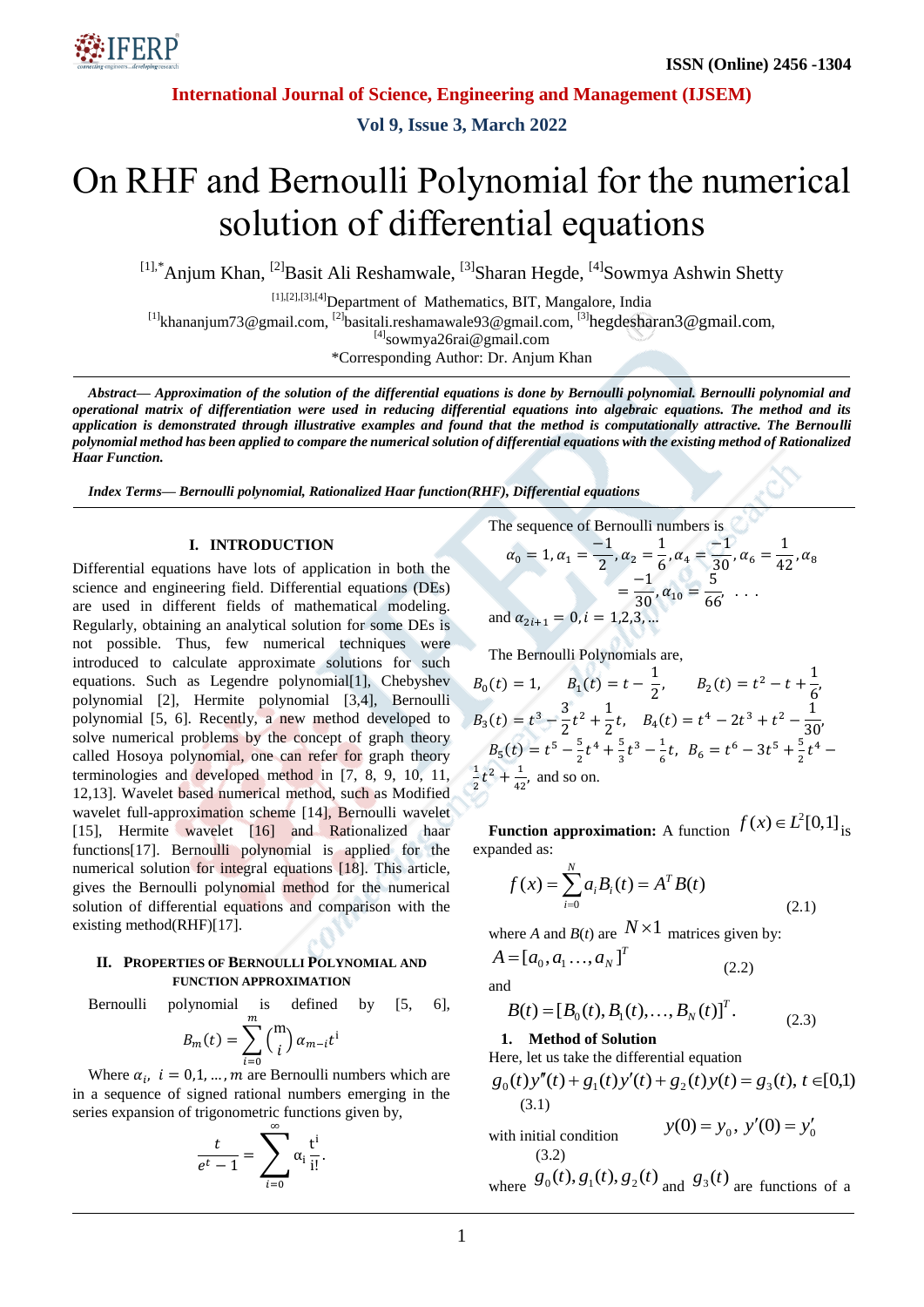# On RHF and Bernoulli Polynomial for the numerical solution of differential equations

[1],*Anjum Khan, [2]Basit Ali Reshamwale, [3]Sharan Hegde, [4]Sowmya Ashwin Shetty

[1],[2],[3],[4]Department of Mathematics, BIT, Mangalore, India

[1]khananjum73@gmail.com, [2]basitali.reshamawale93@gmail.com, [3]hegdesharan3@gmail.com, [4]sowmya26rai@gmail.com

*Corresponding Author: Dr. Anjum Khan

***Abstract***— ***Approximation of the solution of the differential equations is done by Bernoulli polynomial. Bernoulli polynomial and operational matrix of differentiation were used in reducing differential equations into algebraic equations. The method and its application is demonstrated through illustrative examples and found that the method is computationally attractive. The Bernoulli polynomial method has been applied to compare the numerical solution of differential equations with the existing method of Rationalized Haar Function.***

***Index Terms***— ***Bernoulli polynomial, Rationalized Haar function(RHF), Differential equations***

## I. INTRODUCTION

Differential equations have lots of application in both the science and engineering field. Differential equations (DEs) are used in different fields of mathematical modeling. Regularly, obtaining an analytical solution for some DEs is not possible. Thus, few numerical techniques were introduced to calculate approximate solutions for such equations. Such as Legendre polynomial[1], Chebyshev polynomial [2], Hermite polynomial [3,4], Bernoulli polynomial [5, 6]. Recently, a new method developed to solve numerical problems by the concept of graph theory called Hosoya polynomial, one can refer for graph theory terminologies and developed method in [7, 8, 9, 10, 11, 12,13]. Wavelet based numerical method, such as Modified wavelet full-approximation scheme [14], Bernoulli wavelet [15], Hermite wavelet [16] and Rationalized haar functions[17]. Bernoulli polynomial is applied for the numerical solution for integral equations [18]. This article, gives the Bernoulli polynomial method for the numerical solution of differential equations and comparison with the existing method(RHF)[17].

## II. PROPERTIES OF BERNOULLI POLYNOMIAL AND FUNCTION APPROXIMATION

Bernoulli polynomial is defined by [5, 6],

$$B_m(t) = \sum_{i=0}^{m} \binom{m}{i} \alpha_{m-i} t^i$$

Where $\alpha_i,\ i = 0,1,\ldots,m$ are Bernoulli numbers which are in a sequence of signed rational numbers emerging in the series expansion of trigonometric functions given by,

$$\frac{t}{e^t - 1} = \sum_{i=0}^{\infty} \alpha_i \frac{t^i}{i!}.$$

The sequence of Bernoulli numbers is

$$\alpha_0 = 1, \alpha_1 = \frac{-1}{2}, \alpha_2 = \frac{1}{6}, \alpha_4 = \frac{-1}{30}, \alpha_6 = \frac{1}{42}, \alpha_8 = \frac{-1}{30}, \alpha_{10} = \frac{5}{66}, \ \ldots$$

and $\alpha_{2i+1} = 0, i = 1,2,3,\ldots$

The Bernoulli Polynomials are,

$$B_0(t) = 1, \quad B_1(t) = t - \frac{1}{2}, \quad B_2(t) = t^2 - t + \frac{1}{6},$$

$$B_3(t) = t^3 - \frac{3}{2}t^2 + \frac{1}{2}t, \quad B_4(t) = t^4 - 2t^3 + t^2 - \frac{1}{30},$$

$$B_5(t) = t^5 - \frac{5}{2}t^4 + \frac{5}{3}t^3 - \frac{1}{6}t, \ B_6 = t^6 - 3t^5 + \frac{5}{2}t^4 - \frac{1}{2}t^2 + \frac{1}{42},$$ and so on.

**Function approximation:** A function $f(x) \in L^2[0,1]$ is expanded as:

$$f(x) = \sum_{i=0}^{N} a_i B_i(t) = A^T B(t) \tag{2.1}$$

where $A$ and $B(t)$ are $N \times 1$ matrices given by:

$$A = [a_0, a_1 \ldots, a_N]^T \tag{2.2}$$

and

$$B(t) = [B_0(t), B_1(t), \ldots, B_N(t)]^T. \tag{2.3}$$

### 1. Method of Solution

Here, let us take the differential equation

$$g_0(t)y''(t) + g_1(t)y'(t) + g_2(t)y(t) = g_3(t),\ t \in [0,1) \tag{3.1}$$

with initial condition $y(0) = y_0,\ y'(0) = y_0'$ (3.2)

where $g_0(t), g_1(t), g_2(t)$ and $g_3(t)$ are functions of a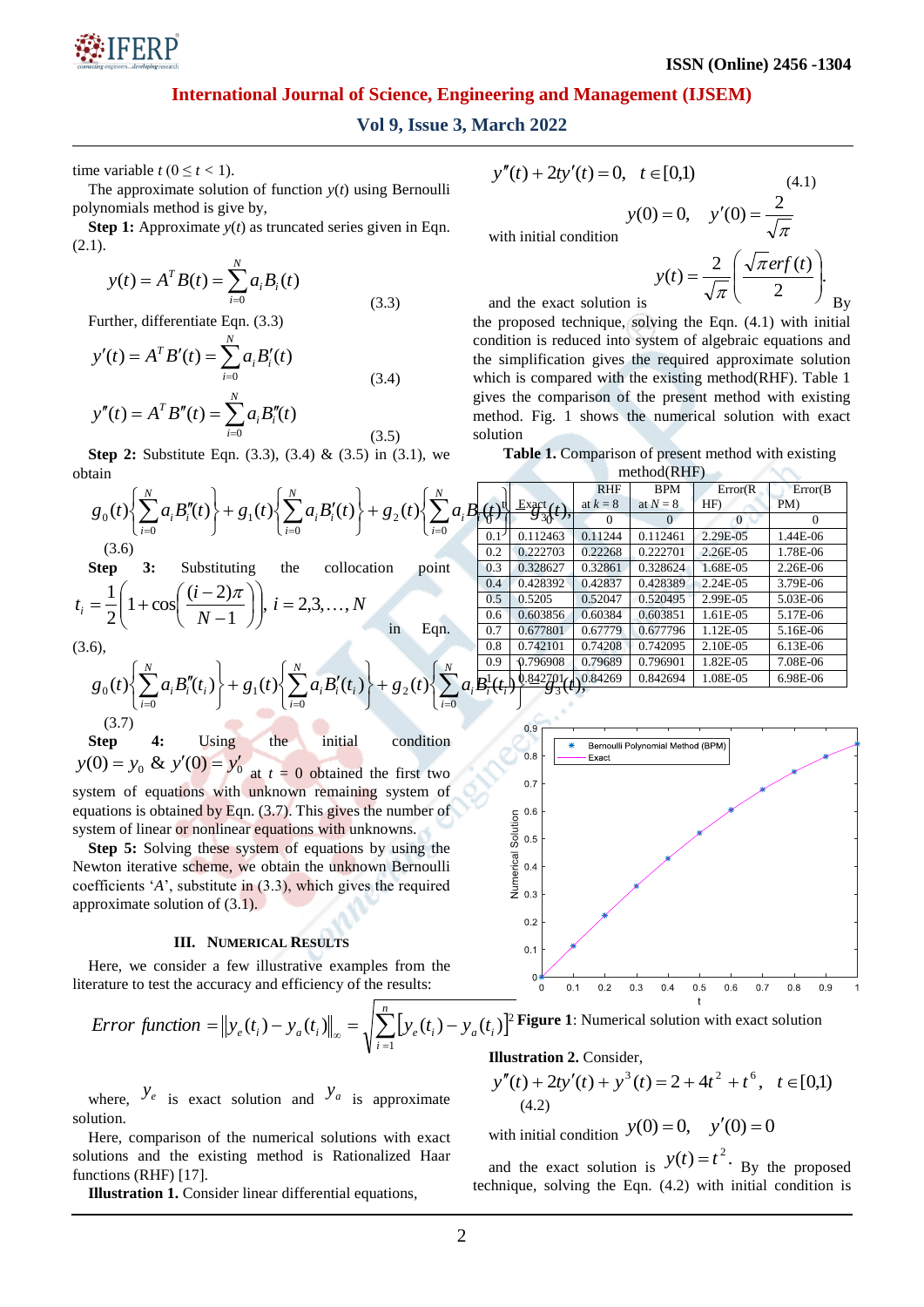time variable $t$ $(0 \leq t < 1)$.

The approximate solution of function $y(t)$ using Bernoulli polynomials method is give by,

**Step 1:** Approximate $y(t)$ as truncated series given in Eqn. (2.1).

$$y(t) = A^T B(t) = \sum_{i=0}^{N} a_i B_i(t) \tag{3.3}$$

Further, differentiate Eqn. (3.3)

$$y'(t) = A^T B'(t) = \sum_{i=0}^{N} a_i B_i'(t) \tag{3.4}$$

$$y''(t) = A^T B''(t) = \sum_{i=0}^{N} a_i B_i''(t) \tag{3.5}$$

**Step 2:** Substitute Eqn. (3.3), (3.4) & (3.5) in (3.1), we obtain

$$g_0(t)\left\{\sum_{i=0}^{N} a_i B_i''(t)\right\} + g_1(t)\left\{\sum_{i=0}^{N} a_i B_i'(t)\right\} + g_2(t)\left\{\sum_{i=0}^{N} a_i B_i(t)\right\} = g_3(t), \tag{3.6}$$

**Step 3:** Substituting the collocation point $t_i = \dfrac{1}{2}\left(1 + \cos\left(\dfrac{(i-2)\pi}{N-1}\right)\right),\ i = 2,3,\ldots,N$ in Eqn. (3.6),

$$g_0(t)\left\{\sum_{i=0}^{N} a_i B_i''(t_i)\right\} + g_1(t)\left\{\sum_{i=0}^{N} a_i B_i'(t_i)\right\} + g_2(t)\left\{\sum_{i=0}^{N} a_i B_i(t_i)\right\} = g_3(t_i), \tag{3.7}$$

**Step 4:** Using the initial condition $y(0) = y_0$ & $y'(0) = y_0'$ at $t = 0$ obtained the first two system of equations with unknown remaining system of equations is obtained by Eqn. (3.7). This gives the number of system of linear or nonlinear equations with unknowns.

**Step 5:** Solving these system of equations by using the Newton iterative scheme, we obtain the unknown Bernoulli coefficients '$A$', substitute in (3.3), which gives the required approximate solution of (3.1).

## III. Numerical Results

Here, we consider a few illustrative examples from the literature to test the accuracy and efficiency of the results:

$$Error\ function = \left\| y_e(t_i) - y_a(t_i) \right\|_\infty = \sqrt{\sum_{i=1}^{n}\left[y_e(t_i) - y_a(t_i)\right]^2}$$

where, $y_e$ is exact solution and $y_a$ is approximate solution.

Here, comparison of the numerical solutions with exact solutions and the existing method is Rationalized Haar functions (RHF) [17].

**Illustration 1.** Consider linear differential equations,

$$y''(t) + 2ty'(t) = 0,\quad t \in [0,1) \tag{4.1}$$

with initial condition $y(0) = 0,\quad y'(0) = \dfrac{2}{\sqrt{\pi}}$

and the exact solution is $y(t) = \dfrac{2}{\sqrt{\pi}}\left(\dfrac{\sqrt{\pi}\,erf(t)}{2}\right)$. By the proposed technique, solving the Eqn. (4.1) with initial condition is reduced into system of algebraic equations and the simplification gives the required approximate solution which is compared with the existing method(RHF). Table 1 gives the comparison of the present method with existing method. Fig. 1 shows the numerical solution with exact solution

**Table 1.** Comparison of present method with existing method(RHF)

| t | Exact | RHF at $k = 8$ | BPM at $N = 8$ | Error(RHF) | Error(BPM) |
|---|---|---|---|---|---|
| 0 | 0 | 0 | 0 | 0 | 0 |
| 0.1 | 0.112463 | 0.11244 | 0.112461 | 2.29E-05 | 1.44E-06 |
| 0.2 | 0.222703 | 0.22268 | 0.222701 | 2.26E-05 | 1.78E-06 |
| 0.3 | 0.328627 | 0.32861 | 0.328624 | 1.68E-05 | 2.26E-06 |
| 0.4 | 0.428392 | 0.42837 | 0.428389 | 2.24E-05 | 3.79E-06 |
| 0.5 | 0.5205 | 0.52047 | 0.520495 | 2.99E-05 | 5.03E-06 |
| 0.6 | 0.603856 | 0.60384 | 0.603851 | 1.61E-05 | 5.17E-06 |
| 0.7 | 0.677801 | 0.67779 | 0.677796 | 1.12E-05 | 5.16E-06 |
| 0.8 | 0.742101 | 0.74208 | 0.742095 | 2.10E-05 | 6.13E-06 |
| 0.9 | 0.796908 | 0.79689 | 0.796901 | 1.82E-05 | 7.08E-06 |
| 1 | 0.842701 | 0.84269 | 0.842694 | 1.08E-05 | 6.98E-06 |

**Figure 1**: Numerical solution with exact solution

**Illustration 2.** Consider,

$$y''(t) + 2ty'(t) + y^3(t) = 2 + 4t^2 + t^6,\quad t \in [0,1) \tag{4.2}$$

with initial condition $y(0) = 0,\quad y'(0) = 0$

and the exact solution is $y(t) = t^2$. By the proposed technique, solving the Eqn. (4.2) with initial condition is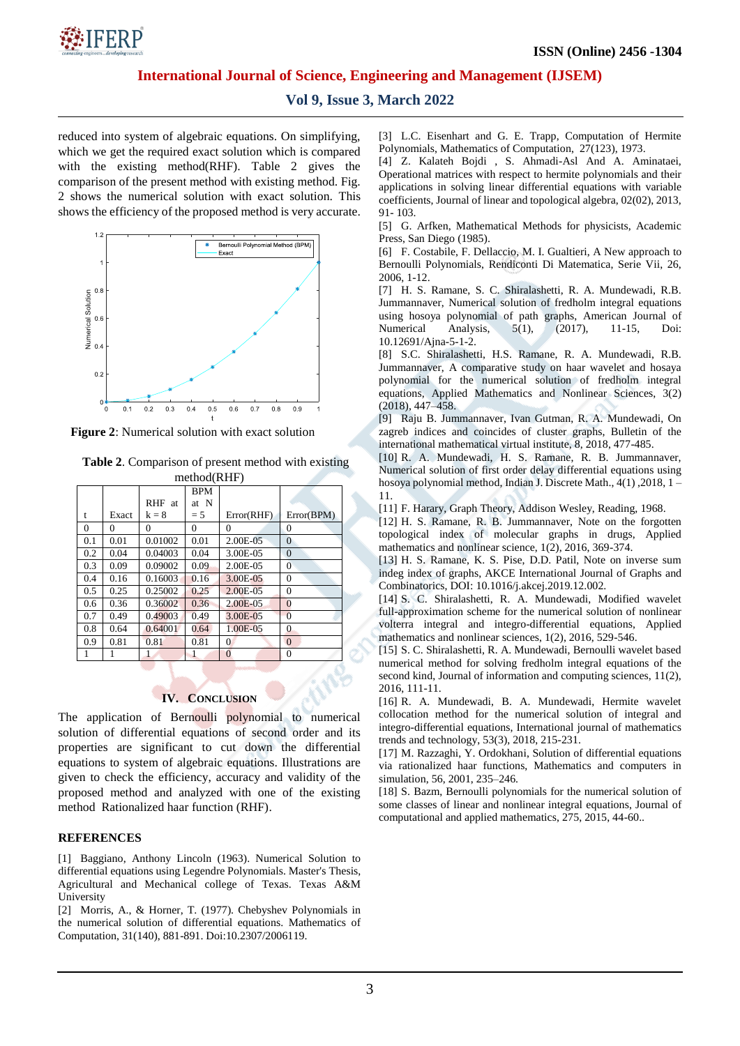reduced into system of algebraic equations. On simplifying, which we get the required exact solution which is compared with the existing method(RHF). Table 2 gives the comparison of the present method with existing method. Fig. 2 shows the numerical solution with exact solution. This shows the efficiency of the proposed method is very accurate.

Bernoulli Polynomial Method (BPM)
Exact
Numerical Solution
t
0 0.1 0.2 0.3 0.4 0.5 0.6 0.7 0.8 0.9 1
0 0.2 0.4 0.6 0.8 1 1.2

**Figure 2**: Numerical solution with exact solution

**Table 2**. Comparison of present method with existing method(RHF)

| t | Exact | RHF at $k = 8$ | BPM at $N = 5$ | Error(RHF) | Error(BPM) |
|---|---|---|---|---|---|
| 0 | 0 | 0 | 0 | 0 | 0 |
| 0.1 | 0.01 | 0.01002 | 0.01 | 2.00E-05 | 0 |
| 0.2 | 0.04 | 0.04003 | 0.04 | 3.00E-05 | 0 |
| 0.3 | 0.09 | 0.09002 | 0.09 | 2.00E-05 | 0 |
| 0.4 | 0.16 | 0.16003 | 0.16 | 3.00E-05 | 0 |
| 0.5 | 0.25 | 0.25002 | 0.25 | 2.00E-05 | 0 |
| 0.6 | 0.36 | 0.36002 | 0.36 | 2.00E-05 | 0 |
| 0.7 | 0.49 | 0.49003 | 0.49 | 3.00E-05 | 0 |
| 0.8 | 0.64 | 0.64001 | 0.64 | 1.00E-05 | 0 |
| 0.9 | 0.81 | 0.81 | 0.81 | 0 | 0 |
| 1 | 1 | 1 | 1 | 0 | 0 |

## IV. CONCLUSION

The application of Bernoulli polynomial to numerical solution of differential equations of second order and its properties are significant to cut down the differential equations to system of algebraic equations. Illustrations are given to check the efficiency, accuracy and validity of the proposed method and analyzed with one of the existing method Rationalized haar function (RHF).

## REFERENCES

[1] Baggiano, Anthony Lincoln (1963). Numerical Solution to differential equations using Legendre Polynomials. Master's Thesis, Agricultural and Mechanical college of Texas. Texas A&M University

[2] Morris, A., & Horner, T. (1977). Chebyshev Polynomials in the numerical solution of differential equations. Mathematics of Computation, 31(140), 881-891. Doi:10.2307/2006119.

[3] L.C. Eisenhart and G. E. Trapp, Computation of Hermite Polynomials, Mathematics of Computation, 27(123), 1973.

[4] Z. Kalateh Bojdi , S. Ahmadi-Asl And A. Aminataei, Operational matrices with respect to hermite polynomials and their applications in solving linear differential equations with variable coefficients, Journal of linear and topological algebra, 02(02), 2013, 91- 103.

[5] G. Arfken, Mathematical Methods for physicists, Academic Press, San Diego (1985).

[6] F. Costabile, F. Dellaccio, M. I. Gualtieri, A New approach to Bernoulli Polynomials, Rendiconti Di Matematica, Serie Vii, 26, 2006, 1-12.

[7] H. S. Ramane, S. C. Shiralashetti, R. A. Mundewadi, R.B. Jummannaver, Numerical solution of fredholm integral equations using hosoya polynomial of path graphs, American Journal of Numerical Analysis, 5(1), (2017), 11-15, Doi: 10.12691/Ajna-5-1-2.

[8] S.C. Shiralashetti, H.S. Ramane, R. A. Mundewadi, R.B. Jummannaver, A comparative study on haar wavelet and hosaya polynomial for the numerical solution of fredholm integral equations, Applied Mathematics and Nonlinear Sciences, 3(2) (2018), 447–458.

[9] Raju B. Jummannaver, Ivan Gutman, R. A. Mundewadi, On zagreb indices and coincides of cluster graphs, Bulletin of the international mathematical virtual institute, 8, 2018, 477-485.

[10] R. A. Mundewadi, H. S. Ramane, R. B. Jummannaver, Numerical solution of first order delay differential equations using hosoya polynomial method, Indian J. Discrete Math., 4(1) ,2018, 1 – 11.

[11] F. Harary, Graph Theory, Addison Wesley, Reading, 1968.

[12] H. S. Ramane, R. B. Jummannaver, Note on the forgotten topological index of molecular graphs in drugs, Applied mathematics and nonlinear science, 1(2), 2016, 369-374.

[13] H. S. Ramane, K. S. Pise, D.D. Patil, Note on inverse sum indeg index of graphs, AKCE International Journal of Graphs and Combinatorics, DOI: 10.1016/j.akcej.2019.12.002.

[14] S. C. Shiralashetti, R. A. Mundewadi, Modified wavelet full-approximation scheme for the numerical solution of nonlinear volterra integral and integro-differential equations, Applied mathematics and nonlinear sciences, 1(2), 2016, 529-546.

[15] S. C. Shiralashetti, R. A. Mundewadi, Bernoulli wavelet based numerical method for solving fredholm integral equations of the second kind, Journal of information and computing science, 11(2), 2016, 111-11.

[16] R. A. Mundewadi, B. A. Mundewadi, Hermite wavelet collocation method for the numerical solution of integral and integro-differential equations, International journal of mathematics trends and technology, 53(3), 2018, 215-231.

[17] M. Razzaghi, Y. Ordokhani, Solution of differential equations via rationalized haar functions, Mathematics and computers in simulation, 56, 2001, 235–246.

[18] S. Bazm, Bernoulli polynomials for the numerical solution of some classes of linear and nonlinear integral equations, Journal of computational and applied mathematics, 275, 2015, 44-60..